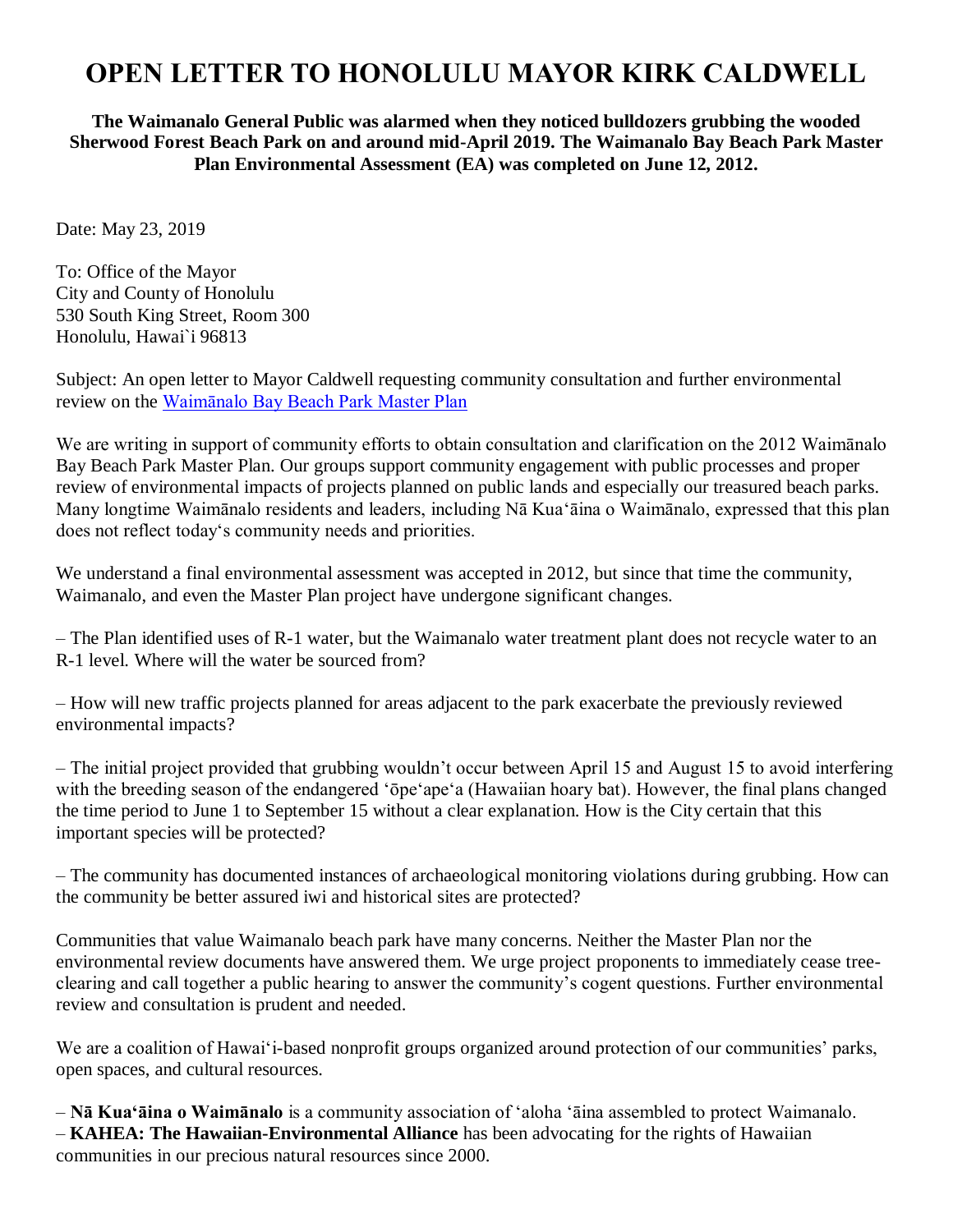# OPEN LETTER TO HONOLULU MAYOR KIRK CALDWELL

**The Waimanalo General Public was alarmed when they noticed bulldozers grubbing the wooded Sherwood Forest Beach Park on and around mid-April 2019. The Waimanalo Bay Beach Park Master Plan Environmental Assessment (EA) was completed on June 12, 2012.**

Date: May 23, 2019

To: Office of the Mayor
City and County of Honolulu
530 South King Street, Room 300
Honolulu, Hawai`i 96813

Subject: An open letter to Mayor Caldwell requesting community consultation and further environmental review on the [Waimānalo Bay Beach Park Master Plan]

We are writing in support of community efforts to obtain consultation and clarification on the 2012 Waimānalo Bay Beach Park Master Plan. Our groups support community engagement with public processes and proper review of environmental impacts of projects planned on public lands and especially our treasured beach parks. Many longtime Waimānalo residents and leaders, including Nā Kuaʻāina o Waimānalo, expressed that this plan does not reflect today's community needs and priorities.

We understand a final environmental assessment was accepted in 2012, but since that time the community, Waimanalo, and even the Master Plan project have undergone significant changes.

– The Plan identified uses of R-1 water, but the Waimanalo water treatment plant does not recycle water to an R-1 level. Where will the water be sourced from?

– How will new traffic projects planned for areas adjacent to the park exacerbate the previously reviewed environmental impacts?

– The initial project provided that grubbing wouldn't occur between April 15 and August 15 to avoid interfering with the breeding season of the endangered ʻōpeʻapeʻa (Hawaiian hoary bat). However, the final plans changed the time period to June 1 to September 15 without a clear explanation. How is the City certain that this important species will be protected?

– The community has documented instances of archaeological monitoring violations during grubbing. How can the community be better assured iwi and historical sites are protected?

Communities that value Waimanalo beach park have many concerns. Neither the Master Plan nor the environmental review documents have answered them. We urge project proponents to immediately cease tree-clearing and call together a public hearing to answer the community's cogent questions. Further environmental review and consultation is prudent and needed.

We are a coalition of Hawaiʻi-based nonprofit groups organized around protection of our communities' parks, open spaces, and cultural resources.

– **Nā Kuaʻāina o Waimānalo** is a community association of ʻaloha ʻāina assembled to protect Waimanalo.
– **KAHEA: The Hawaiian-Environmental Alliance** has been advocating for the rights of Hawaiian communities in our precious natural resources since 2000.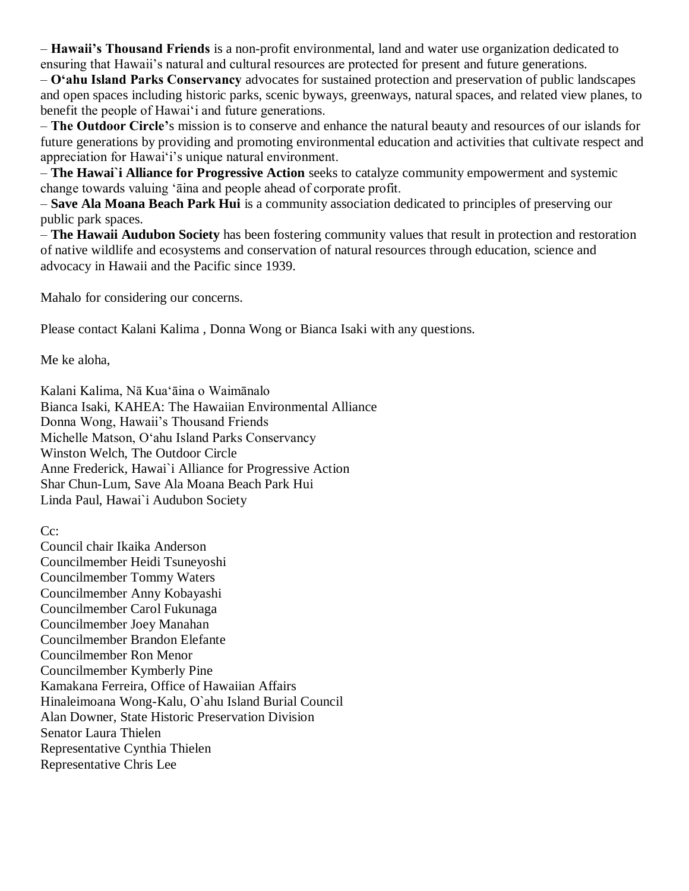– **Hawaii's Thousand Friends** is a non-profit environmental, land and water use organization dedicated to ensuring that Hawaii's natural and cultural resources are protected for present and future generations.
– **O'ahu Island Parks Conservancy** advocates for sustained protection and preservation of public landscapes and open spaces including historic parks, scenic byways, greenways, natural spaces, and related view planes, to benefit the people of Hawai'i and future generations.
– **The Outdoor Circle**'s mission is to conserve and enhance the natural beauty and resources of our islands for future generations by providing and promoting environmental education and activities that cultivate respect and appreciation for Hawai'i's unique natural environment.
– **The Hawai`i Alliance for Progressive Action** seeks to catalyze community empowerment and systemic change towards valuing 'āina and people ahead of corporate profit.
– **Save Ala Moana Beach Park Hui** is a community association dedicated to principles of preserving our public park spaces.
– **The Hawaii Audubon Society** has been fostering community values that result in protection and restoration of native wildlife and ecosystems and conservation of natural resources through education, science and advocacy in Hawaii and the Pacific since 1939.

Mahalo for considering our concerns.

Please contact Kalani Kalima , Donna Wong or Bianca Isaki with any questions.

Me ke aloha,

Kalani Kalima, Nā Kua'āina o Waimānalo
Bianca Isaki, KAHEA: The Hawaiian Environmental Alliance
Donna Wong, Hawaii's Thousand Friends
Michelle Matson, O'ahu Island Parks Conservancy
Winston Welch, The Outdoor Circle
Anne Frederick, Hawai`i Alliance for Progressive Action
Shar Chun-Lum, Save Ala Moana Beach Park Hui
Linda Paul, Hawai`i Audubon Society

Cc:
Council chair Ikaika Anderson
Councilmember Heidi Tsuneyoshi
Councilmember Tommy Waters
Councilmember Anny Kobayashi
Councilmember Carol Fukunaga
Councilmember Joey Manahan
Councilmember Brandon Elefante
Councilmember Ron Menor
Councilmember Kymberly Pine
Kamakana Ferreira, Office of Hawaiian Affairs
Hinaleimoana Wong-Kalu, O`ahu Island Burial Council
Alan Downer, State Historic Preservation Division
Senator Laura Thielen
Representative Cynthia Thielen
Representative Chris Lee